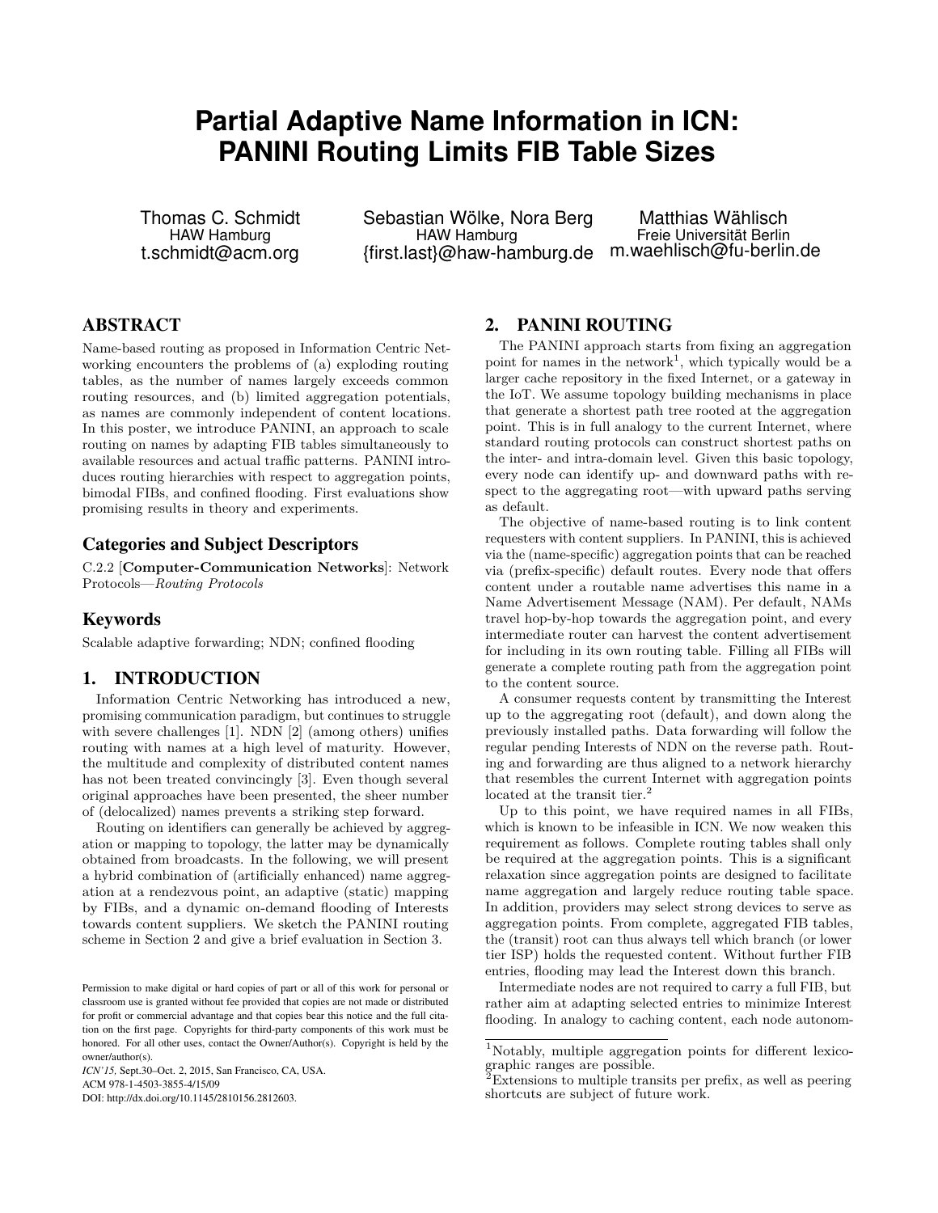# Partial Adaptive Name Information in ICN: PANINI Routing Limits FIB Table Sizes

Thomas C. Schmidt
HAW Hamburg
t.schmidt@acm.org

Sebastian Wölke, Nora Berg
HAW Hamburg
{first.last}@haw-hamburg.de

Matthias Wählisch
Freie Universität Berlin
m.waehlisch@fu-berlin.de

## ABSTRACT

Name-based routing as proposed in Information Centric Networking encounters the problems of (a) exploding routing tables, as the number of names largely exceeds common routing resources, and (b) limited aggregation potentials, as names are commonly independent of content locations. In this poster, we introduce PANINI, an approach to scale routing on names by adapting FIB tables simultaneously to available resources and actual traffic patterns. PANINI introduces routing hierarchies with respect to aggregation points, bimodal FIBs, and confined flooding. First evaluations show promising results in theory and experiments.

### Categories and Subject Descriptors

C.2.2 [**Computer-Communication Networks**]: Network Protocols—*Routing Protocols*

### Keywords

Scalable adaptive forwarding; NDN; confined flooding

## 1. INTRODUCTION

Information Centric Networking has introduced a new, promising communication paradigm, but continues to struggle with severe challenges [1]. NDN [2] (among others) unifies routing with names at a high level of maturity. However, the multitude and complexity of distributed content names has not been treated convincingly [3]. Even though several original approaches have been presented, the sheer number of (delocalized) names prevents a striking step forward.

Routing on identifiers can generally be achieved by aggregation or mapping to topology, the latter may be dynamically obtained from broadcasts. In the following, we will present a hybrid combination of (artificially enhanced) name aggregation at a rendezvous point, an adaptive (static) mapping by FIBs, and a dynamic on-demand flooding of Interests towards content suppliers. We sketch the PANINI routing scheme in Section 2 and give a brief evaluation in Section 3.

Permission to make digital or hard copies of part or all of this work for personal or classroom use is granted without fee provided that copies are not made or distributed for profit or commercial advantage and that copies bear this notice and the full citation on the first page. Copyrights for third-party components of this work must be honored. For all other uses, contact the Owner/Author(s). Copyright is held by the owner/author(s).
*ICN'15,* Sept.30–Oct. 2, 2015, San Francisco, CA, USA.
ACM 978-1-4503-3855-4/15/09
DOI: http://dx.doi.org/10.1145/2810156.2812603.

## 2. PANINI ROUTING

The PANINI approach starts from fixing an aggregation point for names in the network[1], which typically would be a larger cache repository in the fixed Internet, or a gateway in the IoT. We assume topology building mechanisms in place that generate a shortest path tree rooted at the aggregation point. This is in full analogy to the current Internet, where standard routing protocols can construct shortest paths on the inter- and intra-domain level. Given this basic topology, every node can identify up- and downward paths with respect to the aggregating root—with upward paths serving as default.

The objective of name-based routing is to link content requesters with content suppliers. In PANINI, this is achieved via the (name-specific) aggregation points that can be reached via (prefix-specific) default routes. Every node that offers content under a routable name advertises this name in a Name Advertisement Message (NAM). Per default, NAMs travel hop-by-hop towards the aggregation point, and every intermediate router can harvest the content advertisement for including in its own routing table. Filling all FIBs will generate a complete routing path from the aggregation point to the content source.

A consumer requests content by transmitting the Interest up to the aggregating root (default), and down along the previously installed paths. Data forwarding will follow the regular pending Interests of NDN on the reverse path. Routing and forwarding are thus aligned to a network hierarchy that resembles the current Internet with aggregation points located at the transit tier.[2]

Up to this point, we have required names in all FIBs, which is known to be infeasible in ICN. We now weaken this requirement as follows. Complete routing tables shall only be required at the aggregation points. This is a significant relaxation since aggregation points are designed to facilitate name aggregation and largely reduce routing table space. In addition, providers may select strong devices to serve as aggregation points. From complete, aggregated FIB tables, the (transit) root can thus always tell which branch (or lower tier ISP) holds the requested content. Without further FIB entries, flooding may lead the Interest down this branch.

Intermediate nodes are not required to carry a full FIB, but rather aim at adapting selected entries to minimize Interest flooding. In analogy to caching content, each node autonom-

[1]Notably, multiple aggregation points for different lexicographic ranges are possible.
[2]Extensions to multiple transits per prefix, as well as peering shortcuts are subject of future work.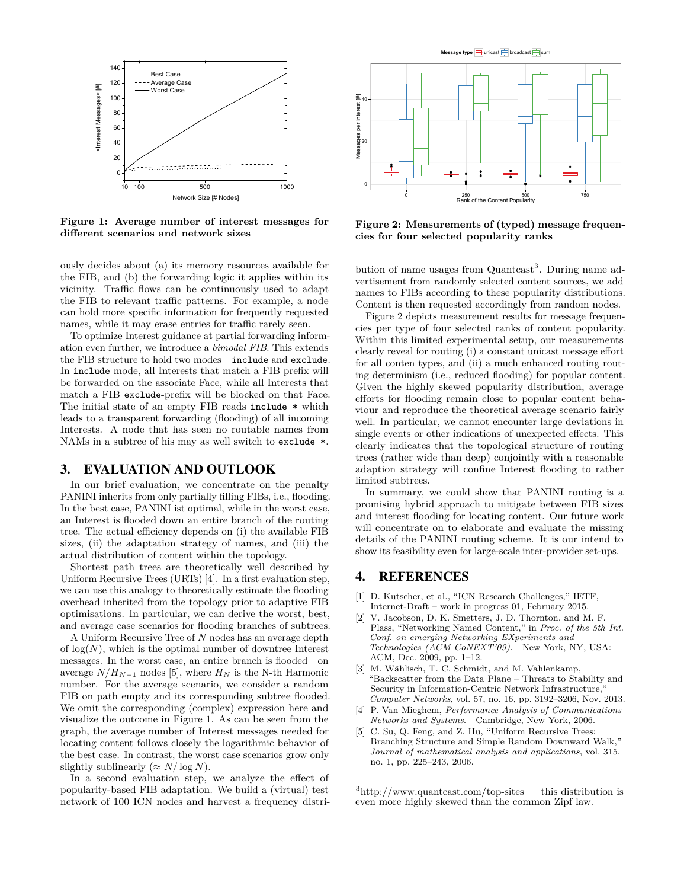140
120
100
80
60
40
20
0
<Interest Messages> [#]
10 100 500 1000
Network Size [# Nodes]
Best Case
Average Case
Worst Case

**Figure 1: Average number of interest messages for different scenarios and network sizes**

ously decides about (a) its memory resources available for the FIB, and (b) the forwarding logic it applies within its vicinity. Traffic flows can be continuously used to adapt the FIB to relevant traffic patterns. For example, a node can hold more specific information for frequently requested names, while it may erase entries for traffic rarely seen.

To optimize Interest guidance at partial forwarding information even further, we introduce a *bimodal FIB*. This extends the FIB structure to hold two modes—`include` and `exclude`. In `include` mode, all Interests that match a FIB prefix will be forwarded on the associate Face, while all Interests that match a FIB `exclude`-prefix will be blocked on that Face. The initial state of an empty FIB reads `include *` which leads to a transparent forwarding (flooding) of all incoming Interests. A node that has seen no routable names from NAMs in a subtree of his may as well switch to `exclude *`.

## 3. EVALUATION AND OUTLOOK

In our brief evaluation, we concentrate on the penalty PANINI inherits from only partially filling FIBs, i.e., flooding. In the best case, PANINI ist optimal, while in the worst case, an Interest is flooded down an entire branch of the routing tree. The actual efficiency depends on (i) the available FIB sizes, (ii) the adaptation strategy of names, and (iii) the actual distribution of content within the topology.

Shortest path trees are theoretically well described by Uniform Recursive Trees (URTs) [4]. In a first evaluation step, we can use this analogy to theoretically estimate the flooding overhead inherited from the topology prior to adaptive FIB optimisations. In particular, we can derive the worst, best, and average case scenarios for flooding branches of subtrees.

A Uniform Recursive Tree of $N$ nodes has an average depth of $\log(N)$, which is the optimal number of downtree Interest messages. In the worst case, an entire branch is flooded—on average $N/H_{N-1}$ nodes [5], where $H_N$ is the N-th Harmonic number. For the average scenario, we consider a random FIB on path empty and its corresponding subtree flooded. We omit the corresponding (complex) expression here and visualize the outcome in Figure 1. As can be seen from the graph, the average number of Interest messages needed for locating content follows closely the logarithmic behavior of the best case. In contrast, the worst case scenarios grow only slightly sublinearly ($\approx N/\log N$).

In a second evaluation step, we analyze the effect of popularity-based FIB adaptation. We build a (virtual) test network of 100 ICN nodes and harvest a frequency distribution of name usages from Quantcast[3]. During name advertisement from randomly selected content sources, we add names to FIBs according to these popularity distributions. Content is then requested accordingly from random nodes.

Message type: unicast, broadcast, sum
Messages per Interest [#]
0
20
40
0 250 500 750
Rank of the Content Popularity

**Figure 2: Measurements of (typed) message frequencies for four selected popularity ranks**

Figure 2 depicts measurement results for message frequencies per type of four selected ranks of content popularity. Within this limited experimental setup, our measurements clearly reveal for routing (i) a constant unicast message effort for all conten types, and (ii) a much enhanced routing routing determinism (i.e., reduced flooding) for popular content. Given the highly skewed popularity distribution, average efforts for flooding remain close to popular content behaviour and reproduce the theoretical average scenario fairly well. In particular, we cannot encounter large deviations in single events or other indications of unexpected effects. This clearly indicates that the topological structure of routing trees (rather wide than deep) conjointly with a reasonable adaption strategy will confine Interest flooding to rather limited subtrees.

In summary, we could show that PANINI routing is a promising hybrid approach to mitigate between FIB sizes and interest flooding for locating content. Our future work will concentrate on to elaborate and evaluate the missing details of the PANINI routing scheme. It is our intend to show its feasibility even for large-scale inter-provider set-ups.

## 4. REFERENCES

[1] D. Kutscher, et al., "ICN Research Challenges," IETF, Internet-Draft – work in progress 01, February 2015.

[2] V. Jacobson, D. K. Smetters, J. D. Thornton, and M. F. Plass, "Networking Named Content," in *Proc. of the 5th Int. Conf. on emerging Networking EXperiments and Technologies (ACM CoNEXT'09)*. New York, NY, USA: ACM, Dec. 2009, pp. 1–12.

[3] M. Wählisch, T. C. Schmidt, and M. Vahlenkamp, "Backscatter from the Data Plane – Threats to Stability and Security in Information-Centric Network Infrastructure," *Computer Networks*, vol. 57, no. 16, pp. 3192–3206, Nov. 2013.

[4] P. Van Mieghem, *Performance Analysis of Communications Networks and Systems*. Cambridge, New York, 2006.

[5] C. Su, Q. Feng, and Z. Hu, "Uniform Recursive Trees: Branching Structure and Simple Random Downward Walk," *Journal of mathematical analysis and applications*, vol. 315, no. 1, pp. 225–243, 2006.

[3] http://www.quantcast.com/top-sites — this distribution is even more highly skewed than the common Zipf law.